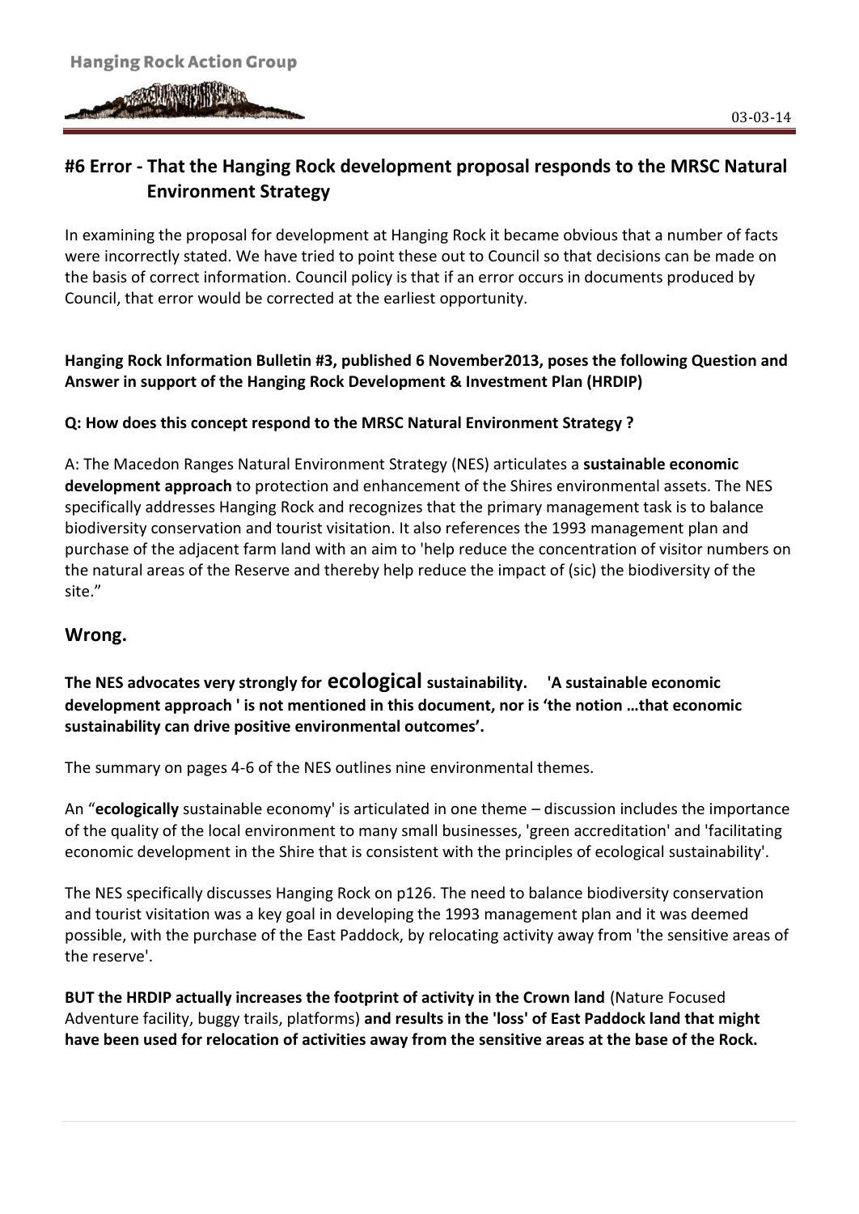Hanging Rock Action Group

03-03-14

## #6 Error - That the Hanging Rock development proposal responds to the MRSC Natural Environment Strategy

In examining the proposal for development at Hanging Rock it became obvious that a number of facts were incorrectly stated. We have tried to point these out to Council so that decisions can be made on the basis of correct information. Council policy is that if an error occurs in documents produced by Council, that error would be corrected at the earliest opportunity.

**Hanging Rock Information Bulletin #3, published 6 November2013, poses the following Question and Answer in support of the Hanging Rock Development & Investment Plan (HRDIP)**

**Q: How does this concept respond to the MRSC Natural Environment Strategy ?**

A: The Macedon Ranges Natural Environment Strategy (NES) articulates a **sustainable economic development approach** to protection and enhancement of the Shires environmental assets. The NES specifically addresses Hanging Rock and recognizes that the primary management task is to balance biodiversity conservation and tourist visitation. It also references the 1993 management plan and purchase of the adjacent farm land with an aim to 'help reduce the concentration of visitor numbers on the natural areas of the Reserve and thereby help reduce the impact of (sic) the biodiversity of the site."

## Wrong.

**The NES advocates very strongly for ecological sustainability. 'A sustainable economic development approach ' is not mentioned in this document, nor is 'the notion …that economic sustainability can drive positive environmental outcomes'.**

The summary on pages 4-6 of the NES outlines nine environmental themes.

An "**ecologically** sustainable economy' is articulated in one theme – discussion includes the importance of the quality of the local environment to many small businesses, 'green accreditation' and 'facilitating economic development in the Shire that is consistent with the principles of ecological sustainability'.

The NES specifically discusses Hanging Rock on p126. The need to balance biodiversity conservation and tourist visitation was a key goal in developing the 1993 management plan and it was deemed possible, with the purchase of the East Paddock, by relocating activity away from 'the sensitive areas of the reserve'.

**BUT the HRDIP actually increases the footprint of activity in the Crown land** (Nature Focused Adventure facility, buggy trails, platforms) **and results in the 'loss' of East Paddock land that might have been used for relocation of activities away from the sensitive areas at the base of the Rock.**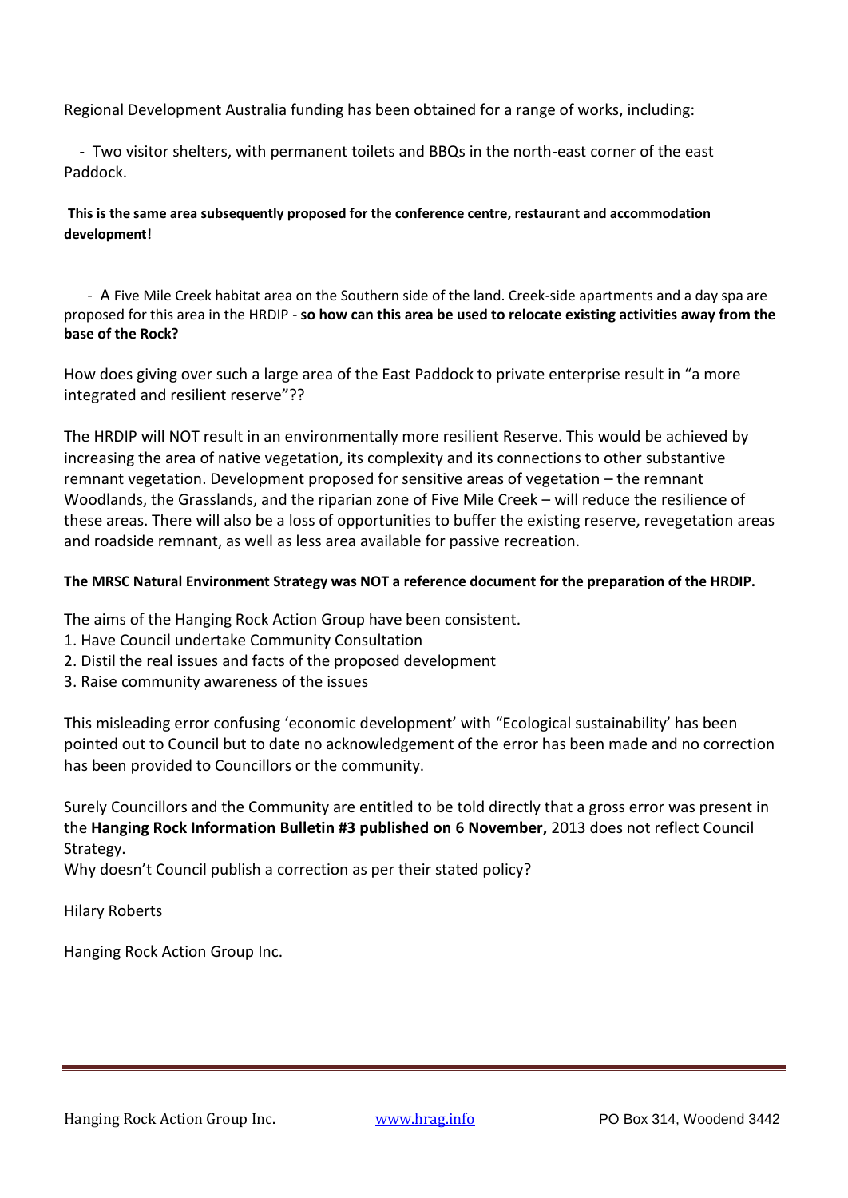Regional Development Australia funding has been obtained for a range of works, including:

- Two visitor shelters, with permanent toilets and BBQs in the north-east corner of the east Paddock.

**This is the same area subsequently proposed for the conference centre, restaurant and accommodation development!**

- A Five Mile Creek habitat area on the Southern side of the land. Creek-side apartments and a day spa are proposed for this area in the HRDIP - **so how can this area be used to relocate existing activities away from the base of the Rock?**

How does giving over such a large area of the East Paddock to private enterprise result in "a more integrated and resilient reserve"??

The HRDIP will NOT result in an environmentally more resilient Reserve. This would be achieved by increasing the area of native vegetation, its complexity and its connections to other substantive remnant vegetation. Development proposed for sensitive areas of vegetation – the remnant Woodlands, the Grasslands, and the riparian zone of Five Mile Creek – will reduce the resilience of these areas. There will also be a loss of opportunities to buffer the existing reserve, revegetation areas and roadside remnant, as well as less area available for passive recreation.

**The MRSC Natural Environment Strategy was NOT a reference document for the preparation of the HRDIP.**

The aims of the Hanging Rock Action Group have been consistent.

1. Have Council undertake Community Consultation
2. Distil the real issues and facts of the proposed development
3. Raise community awareness of the issues

This misleading error confusing 'economic development' with "Ecological sustainability' has been pointed out to Council but to date no acknowledgement of the error has been made and no correction has been provided to Councillors or the community.

Surely Councillors and the Community are entitled to be told directly that a gross error was present in the **Hanging Rock Information Bulletin #3 published on 6 November,** 2013 does not reflect Council Strategy.
Why doesn't Council publish a correction as per their stated policy?

Hilary Roberts

Hanging Rock Action Group Inc.